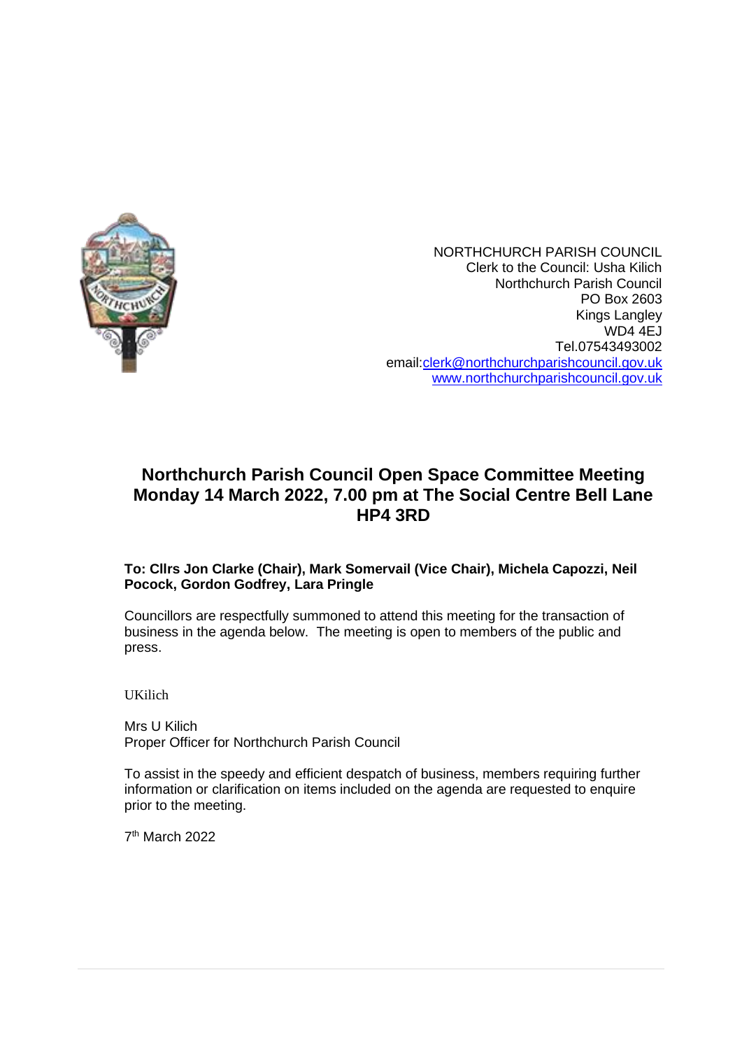NORTHCHURCH PARISH COUNCIL
Clerk to the Council: Usha Kilich
Northchurch Parish Council
PO Box 2603
Kings Langley
WD4 4EJ
Tel.07543493002
email:clerk@northchurchparishcouncil.gov.uk
www.northchurchparishcouncil.gov.uk

# Northchurch Parish Council Open Space Committee Meeting Monday 14 March 2022, 7.00 pm at The Social Centre Bell Lane HP4 3RD

**To: Cllrs Jon Clarke (Chair), Mark Somervail (Vice Chair), Michela Capozzi, Neil Pocock, Gordon Godfrey, Lara Pringle**

Councillors are respectfully summoned to attend this meeting for the transaction of business in the agenda below. The meeting is open to members of the public and press.

UKilich

Mrs U Kilich
Proper Officer for Northchurch Parish Council

To assist in the speedy and efficient despatch of business, members requiring further information or clarification on items included on the agenda are requested to enquire prior to the meeting.

7th March 2022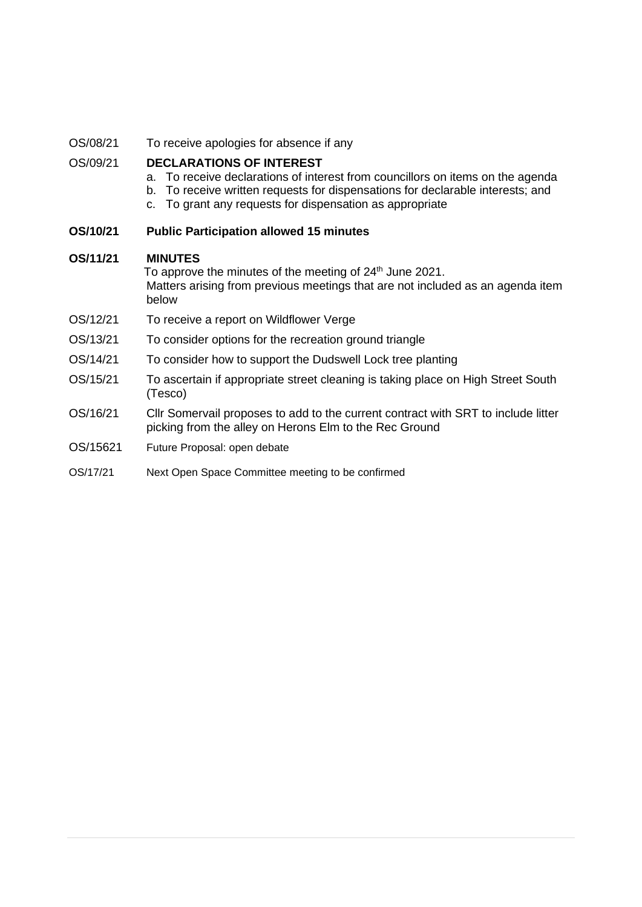OS/08/21 To receive apologies for absence if any

OS/09/21 **DECLARATIONS OF INTEREST**

a. To receive declarations of interest from councillors on items on the agenda
b. To receive written requests for dispensations for declarable interests; and
c. To grant any requests for dispensation as appropriate

**OS/10/21 Public Participation allowed 15 minutes**

**OS/11/21 MINUTES**

To approve the minutes of the meeting of 24th June 2021.
Matters arising from previous meetings that are not included as an agenda item below

OS/12/21 To receive a report on Wildflower Verge

OS/13/21 To consider options for the recreation ground triangle

OS/14/21 To consider how to support the Dudswell Lock tree planting

OS/15/21 To ascertain if appropriate street cleaning is taking place on High Street South (Tesco)

OS/16/21 Cllr Somervail proposes to add to the current contract with SRT to include litter picking from the alley on Herons Elm to the Rec Ground

OS/15621 Future Proposal: open debate

OS/17/21 Next Open Space Committee meeting to be confirmed